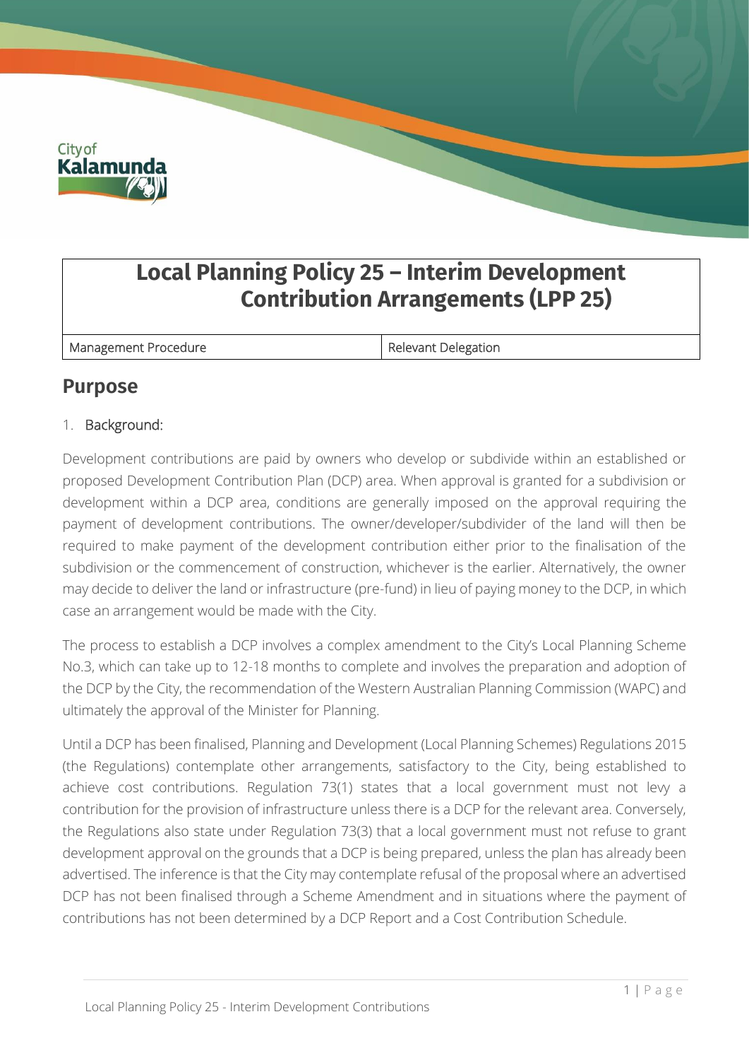# Local Planning Policy 25 – Interim Development Contribution Arrangements (LPP 25)

| Management Procedure | Relevant Delegation |
|---|---|

## Purpose

1. Background:

Development contributions are paid by owners who develop or subdivide within an established or proposed Development Contribution Plan (DCP) area. When approval is granted for a subdivision or development within a DCP area, conditions are generally imposed on the approval requiring the payment of development contributions. The owner/developer/subdivider of the land will then be required to make payment of the development contribution either prior to the finalisation of the subdivision or the commencement of construction, whichever is the earlier. Alternatively, the owner may decide to deliver the land or infrastructure (pre-fund) in lieu of paying money to the DCP, in which case an arrangement would be made with the City.

The process to establish a DCP involves a complex amendment to the City's Local Planning Scheme No.3, which can take up to 12-18 months to complete and involves the preparation and adoption of the DCP by the City, the recommendation of the Western Australian Planning Commission (WAPC) and ultimately the approval of the Minister for Planning.

Until a DCP has been finalised, Planning and Development (Local Planning Schemes) Regulations 2015 (the Regulations) contemplate other arrangements, satisfactory to the City, being established to achieve cost contributions. Regulation 73(1) states that a local government must not levy a contribution for the provision of infrastructure unless there is a DCP for the relevant area. Conversely, the Regulations also state under Regulation 73(3) that a local government must not refuse to grant development approval on the grounds that a DCP is being prepared, unless the plan has already been advertised. The inference is that the City may contemplate refusal of the proposal where an advertised DCP has not been finalised through a Scheme Amendment and in situations where the payment of contributions has not been determined by a DCP Report and a Cost Contribution Schedule.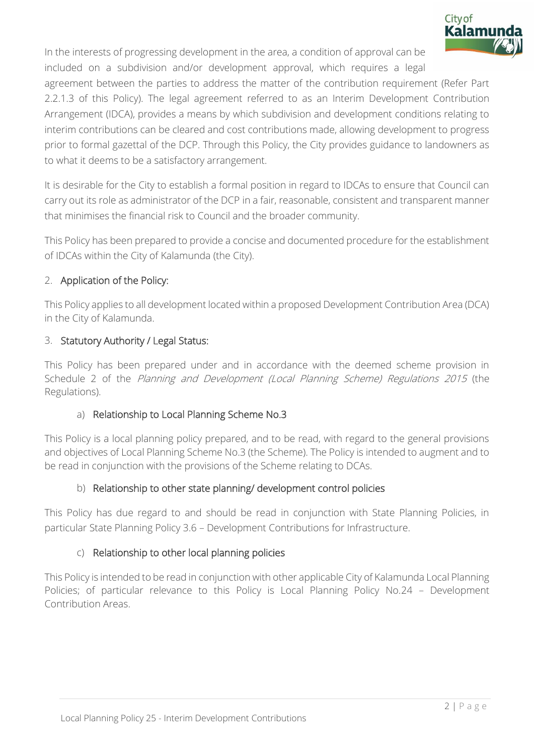In the interests of progressing development in the area, a condition of approval can be included on a subdivision and/or development approval, which requires a legal agreement between the parties to address the matter of the contribution requirement (Refer Part 2.2.1.3 of this Policy). The legal agreement referred to as an Interim Development Contribution Arrangement (IDCA), provides a means by which subdivision and development conditions relating to interim contributions can be cleared and cost contributions made, allowing development to progress prior to formal gazettal of the DCP. Through this Policy, the City provides guidance to landowners as to what it deems to be a satisfactory arrangement.

It is desirable for the City to establish a formal position in regard to IDCAs to ensure that Council can carry out its role as administrator of the DCP in a fair, reasonable, consistent and transparent manner that minimises the financial risk to Council and the broader community.

This Policy has been prepared to provide a concise and documented procedure for the establishment of IDCAs within the City of Kalamunda (the City).

## 2. Application of the Policy:

This Policy applies to all development located within a proposed Development Contribution Area (DCA) in the City of Kalamunda.

## 3. Statutory Authority / Legal Status:

This Policy has been prepared under and in accordance with the deemed scheme provision in Schedule 2 of the *Planning and Development (Local Planning Scheme) Regulations 2015* (the Regulations).

### a) Relationship to Local Planning Scheme No.3

This Policy is a local planning policy prepared, and to be read, with regard to the general provisions and objectives of Local Planning Scheme No.3 (the Scheme). The Policy is intended to augment and to be read in conjunction with the provisions of the Scheme relating to DCAs.

### b) Relationship to other state planning/ development control policies

This Policy has due regard to and should be read in conjunction with State Planning Policies, in particular State Planning Policy 3.6 – Development Contributions for Infrastructure.

### c) Relationship to other local planning policies

This Policy is intended to be read in conjunction with other applicable City of Kalamunda Local Planning Policies; of particular relevance to this Policy is Local Planning Policy No.24 – Development Contribution Areas.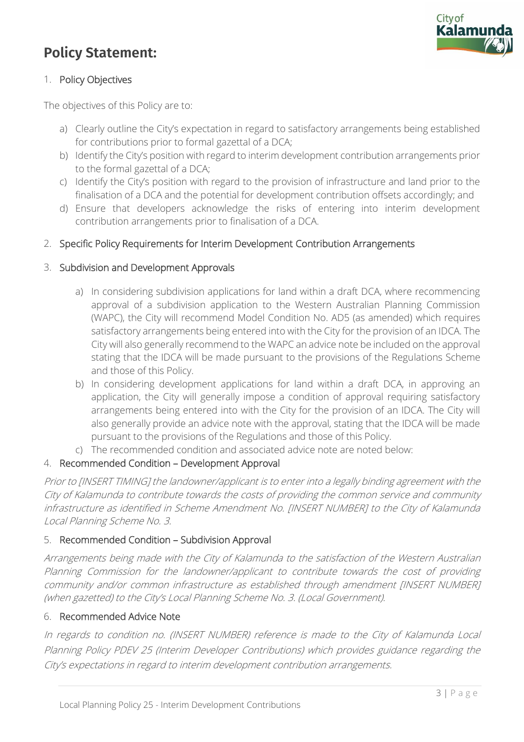# Policy Statement:

## 1. Policy Objectives

The objectives of this Policy are to:

a) Clearly outline the City's expectation in regard to satisfactory arrangements being established for contributions prior to formal gazettal of a DCA;
b) Identify the City's position with regard to interim development contribution arrangements prior to the formal gazettal of a DCA;
c) Identify the City's position with regard to the provision of infrastructure and land prior to the finalisation of a DCA and the potential for development contribution offsets accordingly; and
d) Ensure that developers acknowledge the risks of entering into interim development contribution arrangements prior to finalisation of a DCA.

## 2. Specific Policy Requirements for Interim Development Contribution Arrangements

## 3. Subdivision and Development Approvals

a) In considering subdivision applications for land within a draft DCA, where recommencing approval of a subdivision application to the Western Australian Planning Commission (WAPC), the City will recommend Model Condition No. AD5 (as amended) which requires satisfactory arrangements being entered into with the City for the provision of an IDCA. The City will also generally recommend to the WAPC an advice note be included on the approval stating that the IDCA will be made pursuant to the provisions of the Regulations Scheme and those of this Policy.
b) In considering development applications for land within a draft DCA, in approving an application, the City will generally impose a condition of approval requiring satisfactory arrangements being entered into with the City for the provision of an IDCA. The City will also generally provide an advice note with the approval, stating that the IDCA will be made pursuant to the provisions of the Regulations and those of this Policy.
c) The recommended condition and associated advice note are noted below:

## 4. Recommended Condition – Development Approval

*Prior to [INSERT TIMING] the landowner/applicant is to enter into a legally binding agreement with the City of Kalamunda to contribute towards the costs of providing the common service and community infrastructure as identified in Scheme Amendment No. [INSERT NUMBER] to the City of Kalamunda Local Planning Scheme No. 3.*

## 5. Recommended Condition – Subdivision Approval

*Arrangements being made with the City of Kalamunda to the satisfaction of the Western Australian Planning Commission for the landowner/applicant to contribute towards the cost of providing community and/or common infrastructure as established through amendment [INSERT NUMBER] (when gazetted) to the City's Local Planning Scheme No. 3. (Local Government).*

## 6. Recommended Advice Note

*In regards to condition no. (INSERT NUMBER) reference is made to the City of Kalamunda Local Planning Policy PDEV 25 (Interim Developer Contributions) which provides guidance regarding the City's expectations in regard to interim development contribution arrangements.*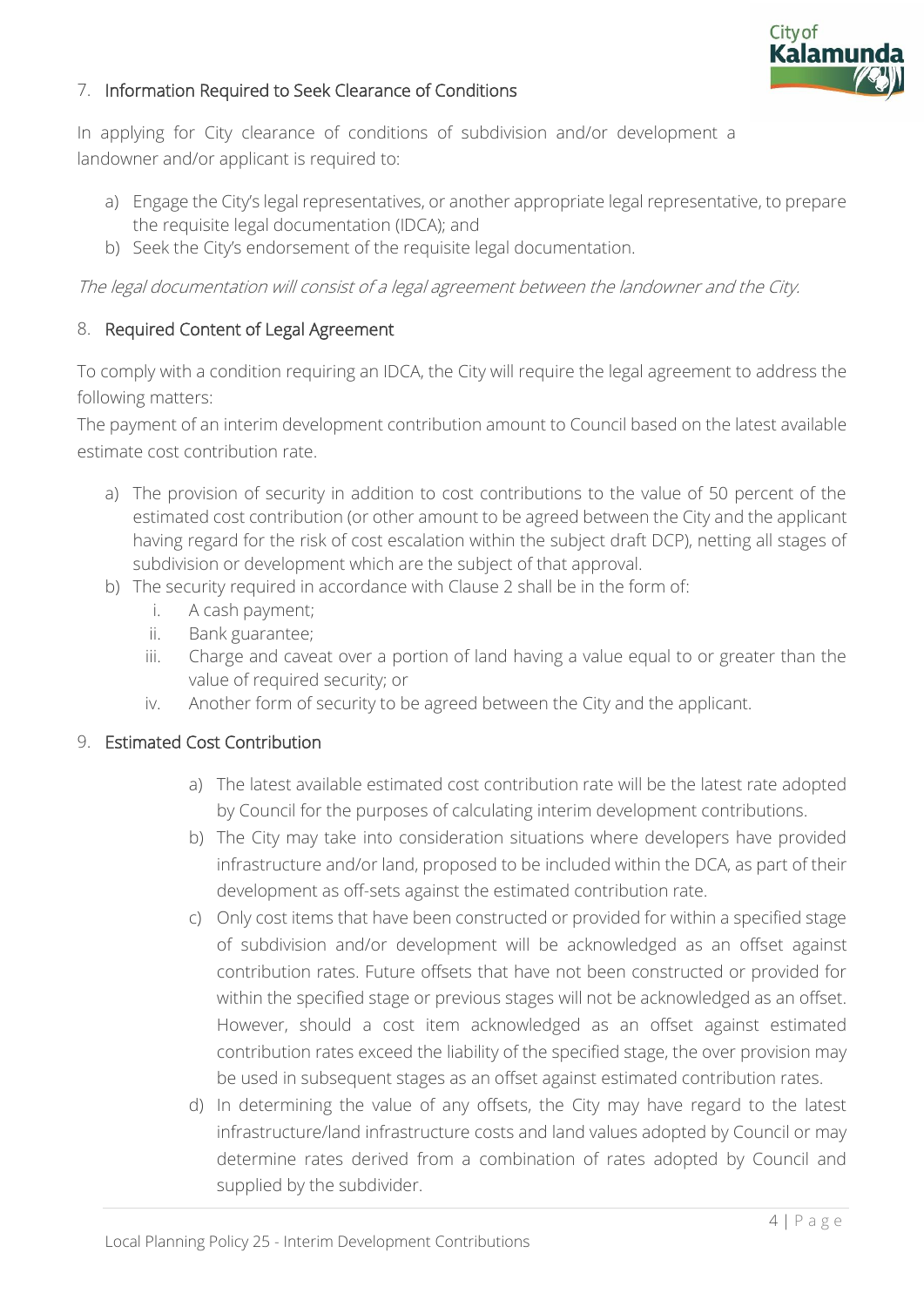## 7. Information Required to Seek Clearance of Conditions

In applying for City clearance of conditions of subdivision and/or development a landowner and/or applicant is required to:

a) Engage the City's legal representatives, or another appropriate legal representative, to prepare the requisite legal documentation (IDCA); and
b) Seek the City's endorsement of the requisite legal documentation.

*The legal documentation will consist of a legal agreement between the landowner and the City.*

## 8. Required Content of Legal Agreement

To comply with a condition requiring an IDCA, the City will require the legal agreement to address the following matters:

The payment of an interim development contribution amount to Council based on the latest available estimate cost contribution rate.

a) The provision of security in addition to cost contributions to the value of 50 percent of the estimated cost contribution (or other amount to be agreed between the City and the applicant having regard for the risk of cost escalation within the subject draft DCP), netting all stages of subdivision or development which are the subject of that approval.
b) The security required in accordance with Clause 2 shall be in the form of:
   i. A cash payment;
   ii. Bank guarantee;
   iii. Charge and caveat over a portion of land having a value equal to or greater than the value of required security; or
   iv. Another form of security to be agreed between the City and the applicant.

## 9. Estimated Cost Contribution

a) The latest available estimated cost contribution rate will be the latest rate adopted by Council for the purposes of calculating interim development contributions.
b) The City may take into consideration situations where developers have provided infrastructure and/or land, proposed to be included within the DCA, as part of their development as off-sets against the estimated contribution rate.
c) Only cost items that have been constructed or provided for within a specified stage of subdivision and/or development will be acknowledged as an offset against contribution rates. Future offsets that have not been constructed or provided for within the specified stage or previous stages will not be acknowledged as an offset. However, should a cost item acknowledged as an offset against estimated contribution rates exceed the liability of the specified stage, the over provision may be used in subsequent stages as an offset against estimated contribution rates.
d) In determining the value of any offsets, the City may have regard to the latest infrastructure/land infrastructure costs and land values adopted by Council or may determine rates derived from a combination of rates adopted by Council and supplied by the subdivider.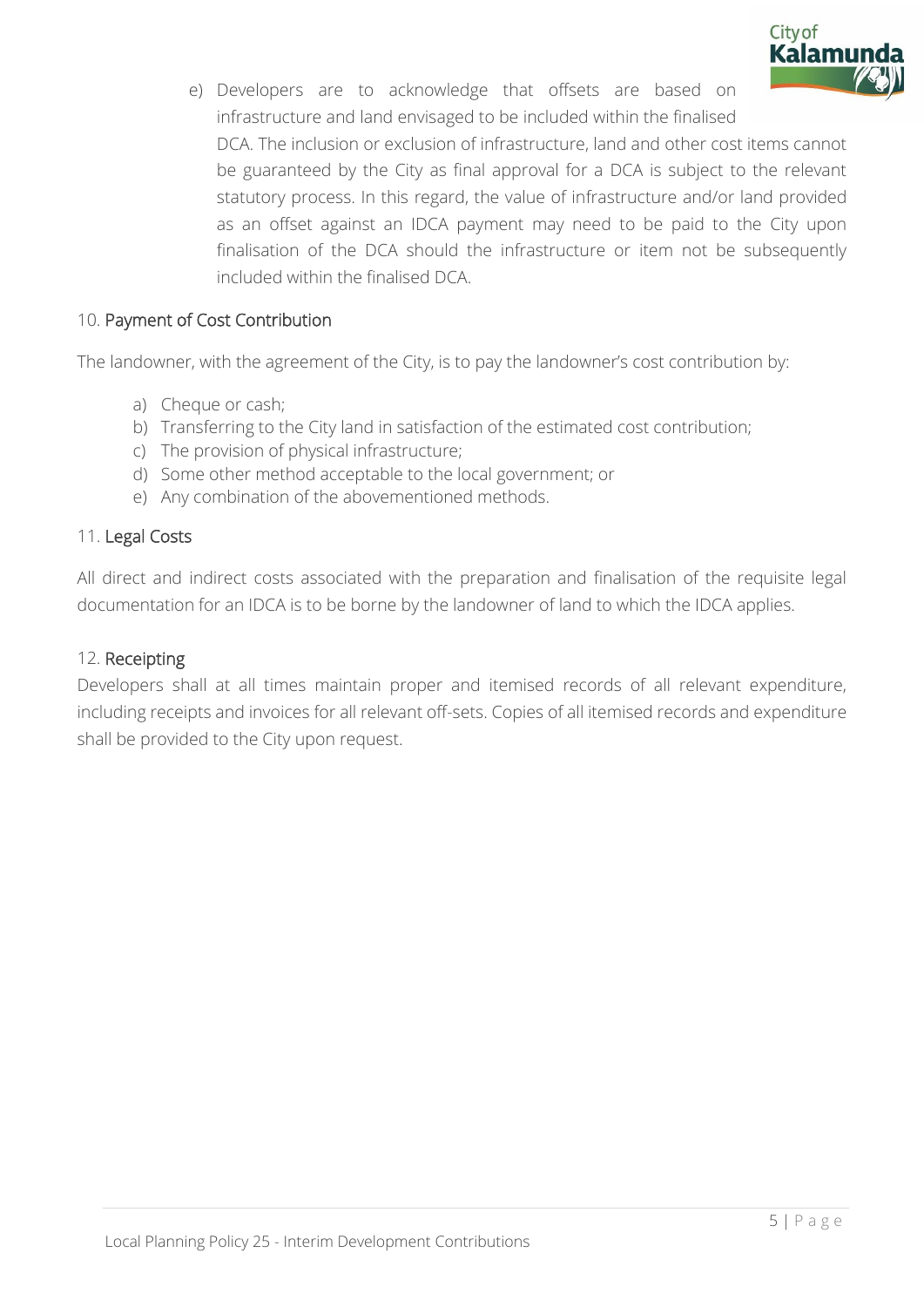e) Developers are to acknowledge that offsets are based on infrastructure and land envisaged to be included within the finalised DCA. The inclusion or exclusion of infrastructure, land and other cost items cannot be guaranteed by the City as final approval for a DCA is subject to the relevant statutory process. In this regard, the value of infrastructure and/or land provided as an offset against an IDCA payment may need to be paid to the City upon finalisation of the DCA should the infrastructure or item not be subsequently included within the finalised DCA.

## 10. Payment of Cost Contribution

The landowner, with the agreement of the City, is to pay the landowner's cost contribution by:

a) Cheque or cash;
b) Transferring to the City land in satisfaction of the estimated cost contribution;
c) The provision of physical infrastructure;
d) Some other method acceptable to the local government; or
e) Any combination of the abovementioned methods.

## 11. Legal Costs

All direct and indirect costs associated with the preparation and finalisation of the requisite legal documentation for an IDCA is to be borne by the landowner of land to which the IDCA applies.

## 12. Receipting

Developers shall at all times maintain proper and itemised records of all relevant expenditure, including receipts and invoices for all relevant off-sets. Copies of all itemised records and expenditure shall be provided to the City upon request.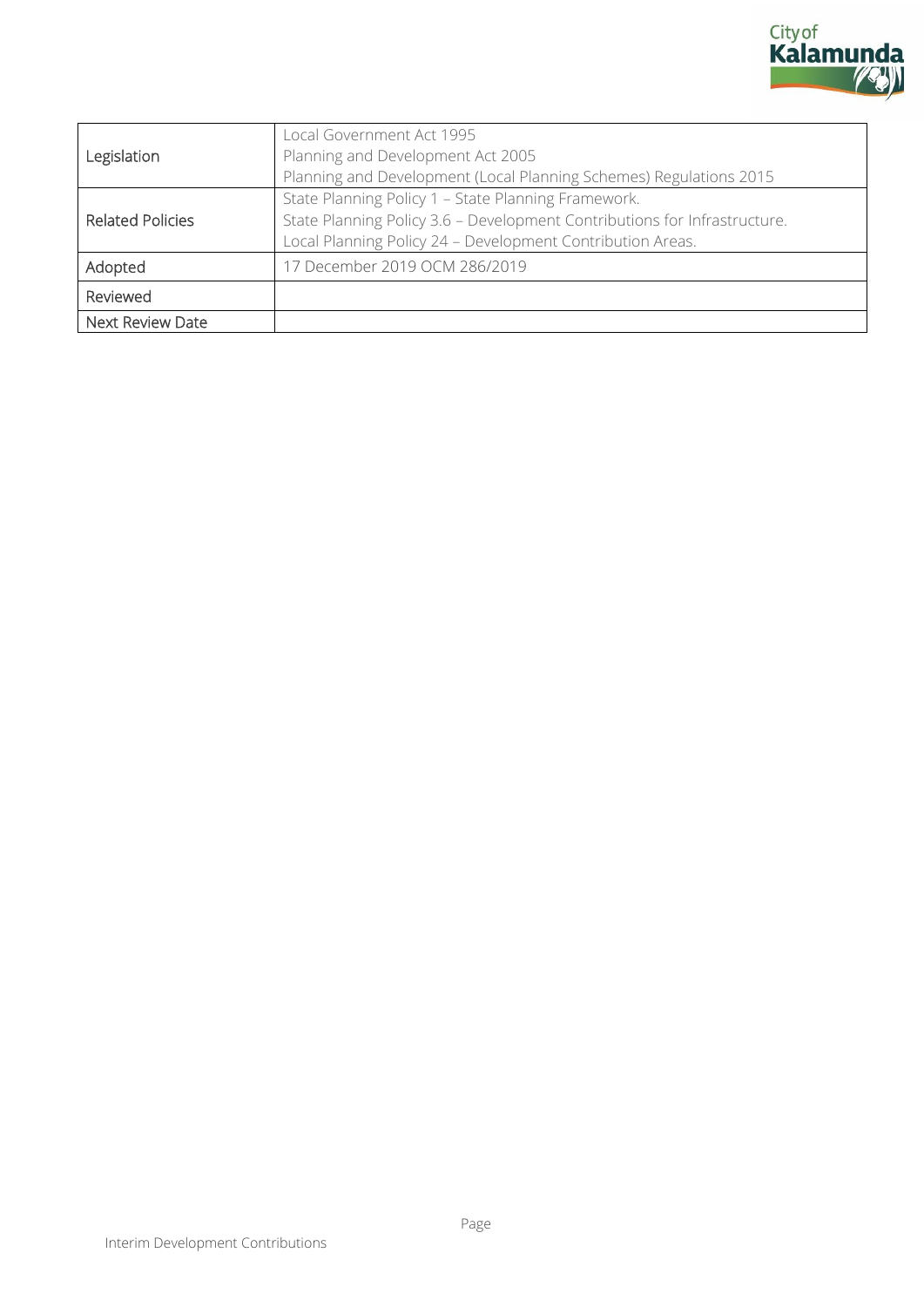| | |
|---|---|
| Legislation | Local Government Act 1995<br>Planning and Development Act 2005<br>Planning and Development (Local Planning Schemes) Regulations 2015 |
| Related Policies | State Planning Policy 1 – State Planning Framework.<br>State Planning Policy 3.6 – Development Contributions for Infrastructure.<br>Local Planning Policy 24 – Development Contribution Areas. |
| Adopted | 17 December 2019 OCM 286/2019 |
| Reviewed | |
| Next Review Date | |